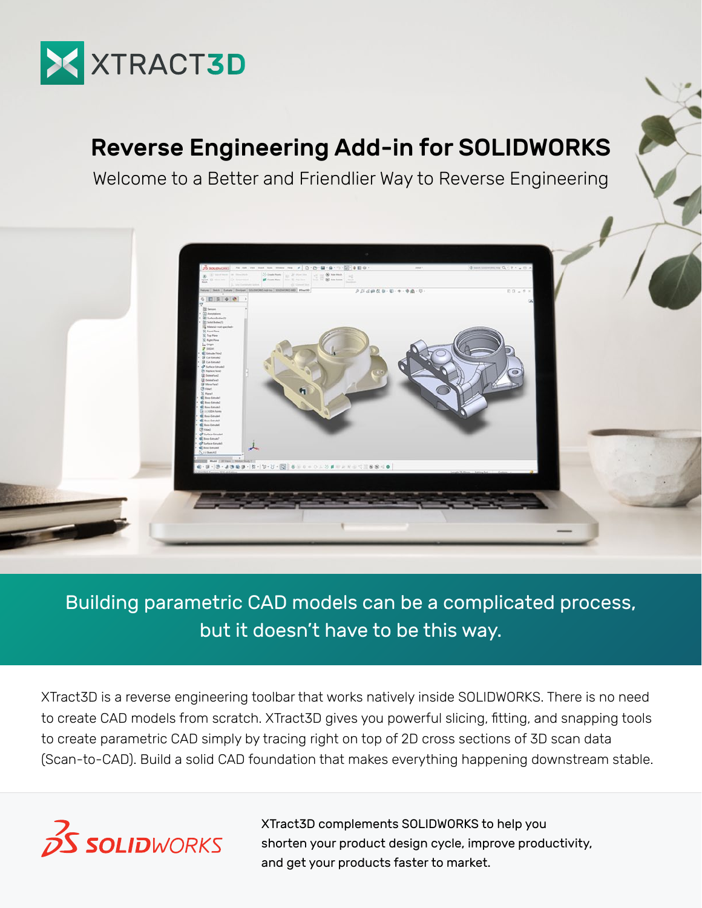# XTRACT3D

## Reverse Engineering Add-in for SOLIDWORKS

Welcome to a Better and Friendlier Way to Reverse Engineering

Building parametric CAD models can be a complicated process, but it doesn't have to be this way.

XTract3D is a reverse engineering toolbar that works natively inside SOLIDWORKS. There is no need to create CAD models from scratch. XTract3D gives you powerful slicing, fitting, and snapping tools to create parametric CAD simply by tracing right on top of 2D cross sections of 3D scan data (Scan-to-CAD). Build a solid CAD foundation that makes everything happening downstream stable.

SOLIDWORKS

XTract3D complements SOLIDWORKS to help you shorten your product design cycle, improve productivity, and get your products faster to market.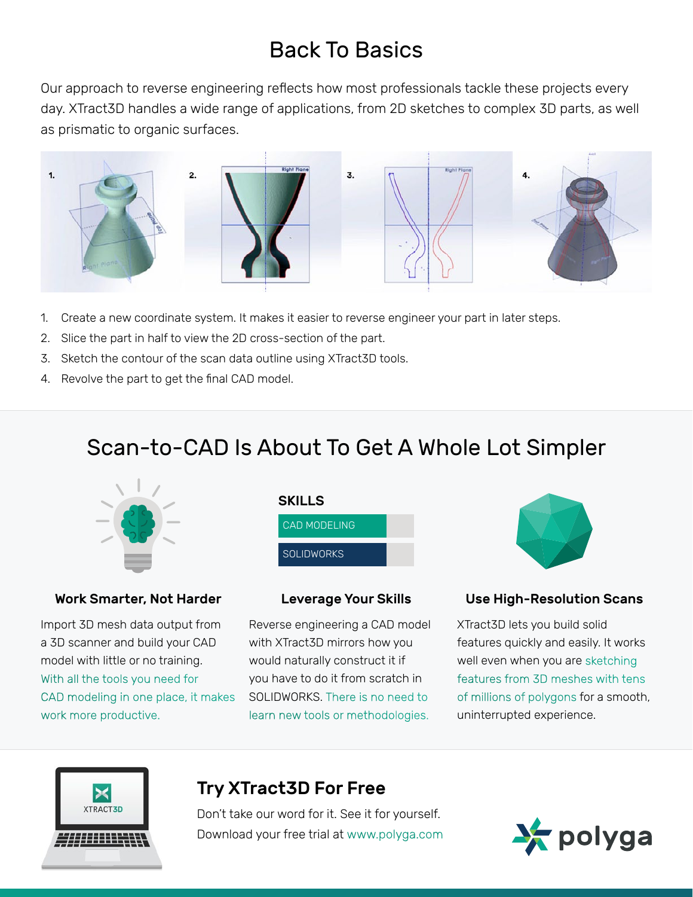# Back To Basics

Our approach to reverse engineering reflects how most professionals tackle these projects every day. XTract3D handles a wide range of applications, from 2D sketches to complex 3D parts, as well as prismatic to organic surfaces.

1. Create a new coordinate system. It makes it easier to reverse engineer your part in later steps.
2. Slice the part in half to view the 2D cross-section of the part.
3. Sketch the contour of the scan data outline using XTract3D tools.
4. Revolve the part to get the final CAD model.

## Scan-to-CAD Is About To Get A Whole Lot Simpler

SKILLS

CAD MODELING

SOLIDWORKS

### Work Smarter, Not Harder

Import 3D mesh data output from a 3D scanner and build your CAD model with little or no training. With all the tools you need for CAD modeling in one place, it makes work more productive.

### Leverage Your Skills

Reverse engineering a CAD model with XTract3D mirrors how you would naturally construct it if you have to do it from scratch in SOLIDWORKS. There is no need to learn new tools or methodologies.

### Use High-Resolution Scans

XTract3D lets you build solid features quickly and easily. It works well even when you are sketching features from 3D meshes with tens of millions of polygons for a smooth, uninterrupted experience.

### Try XTract3D For Free

Don't take our word for it. See it for yourself. Download your free trial at www.polyga.com

polyga